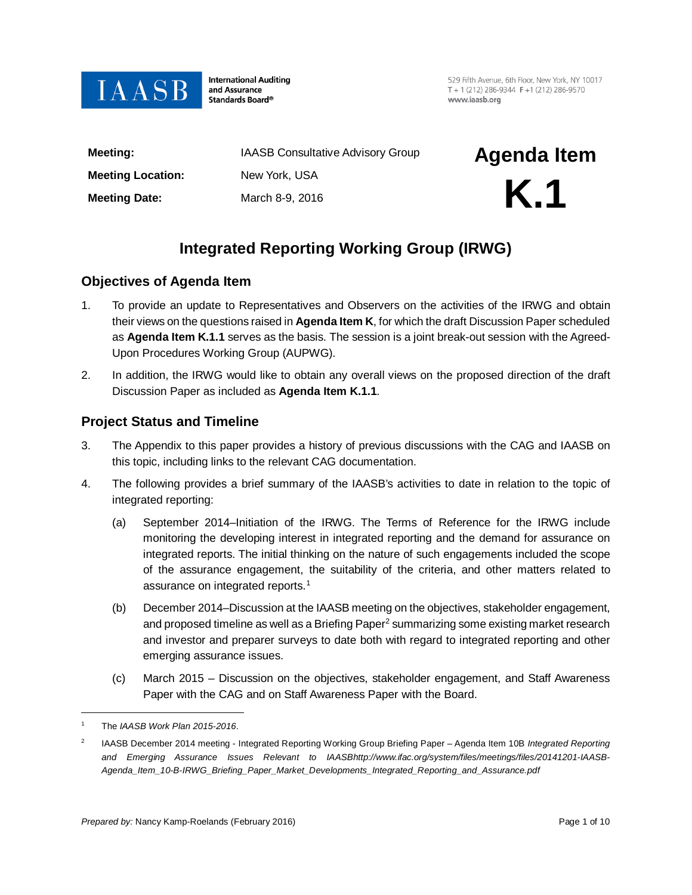IAASB International Auditing and Assurance Standards Board®

529 Fifth Avenue, 6th Floor, New York, NY 10017
T + 1 (212) 286-9344 F +1 (212) 286-9570
www.iaasb.org

| | |
|---|---|
| **Meeting:** | IAASB Consultative Advisory Group |
| **Meeting Location:** | New York, USA |
| **Meeting Date:** | March 8-9, 2016 |

# Agenda Item K.1

# Integrated Reporting Working Group (IRWG)

## Objectives of Agenda Item

1. To provide an update to Representatives and Observers on the activities of the IRWG and obtain their views on the questions raised in **Agenda Item K**, for which the draft Discussion Paper scheduled as **Agenda Item K.1.1** serves as the basis. The session is a joint break-out session with the Agreed-Upon Procedures Working Group (AUPWG).

2. In addition, the IRWG would like to obtain any overall views on the proposed direction of the draft Discussion Paper as included as **Agenda Item K.1.1**.

## Project Status and Timeline

3. The Appendix to this paper provides a history of previous discussions with the CAG and IAASB on this topic, including links to the relevant CAG documentation.

4. The following provides a brief summary of the IAASB's activities to date in relation to the topic of integrated reporting:

   (a) September 2014–Initiation of the IRWG. The Terms of Reference for the IRWG include monitoring the developing interest in integrated reporting and the demand for assurance on integrated reports. The initial thinking on the nature of such engagements included the scope of the assurance engagement, the suitability of the criteria, and other matters related to assurance on integrated reports.[1]

   (b) December 2014–Discussion at the IAASB meeting on the objectives, stakeholder engagement, and proposed timeline as well as a Briefing Paper[2] summarizing some existing market research and investor and preparer surveys to date both with regard to integrated reporting and other emerging assurance issues.

   (c) March 2015 – Discussion on the objectives, stakeholder engagement, and Staff Awareness Paper with the CAG and on Staff Awareness Paper with the Board.

---

[1] The *IAASB Work Plan 2015-2016*.

[2] IAASB December 2014 meeting - Integrated Reporting Working Group Briefing Paper – Agenda Item 10B *Integrated Reporting and Emerging Assurance Issues Relevant to IAASBhttp://www.ifac.org/system/files/meetings/files/20141201-IAASB-Agenda_Item_10-B-IRWG_Briefing_Paper_Market_Developments_Integrated_Reporting_and_Assurance.pdf*

*Prepared by:* Nancy Kamp-Roelands (February 2016)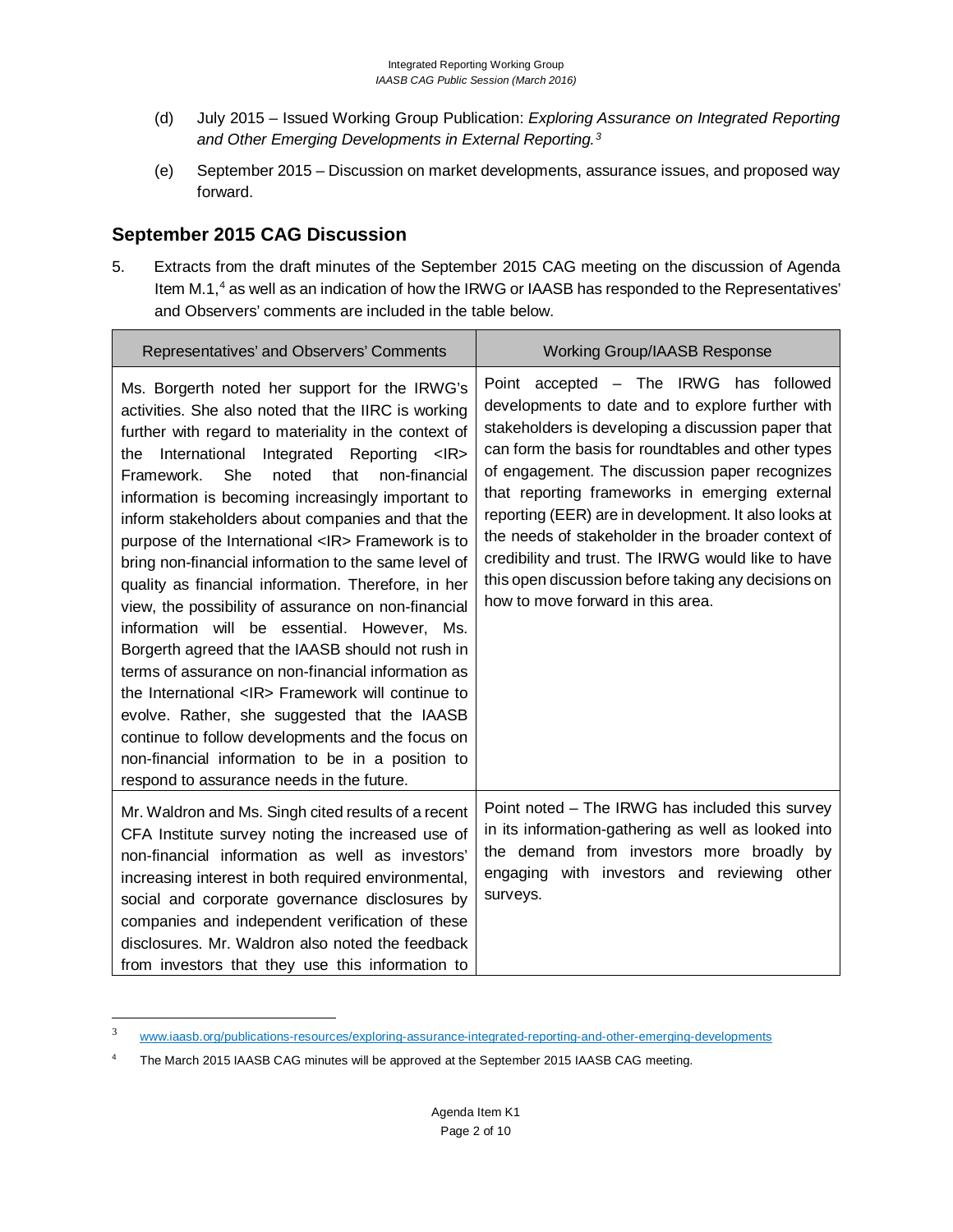(d) July 2015 – Issued Working Group Publication: *Exploring Assurance on Integrated Reporting and Other Emerging Developments in External Reporting.*[3]

(e) September 2015 – Discussion on market developments, assurance issues, and proposed way forward.

## September 2015 CAG Discussion

5. Extracts from the draft minutes of the September 2015 CAG meeting on the discussion of Agenda Item M.1,[4] as well as an indication of how the IRWG or IAASB has responded to the Representatives' and Observers' comments are included in the table below.

| Representatives' and Observers' Comments | Working Group/IAASB Response |
|---|---|
| Ms. Borgerth noted her support for the IRWG's activities. She also noted that the IIRC is working further with regard to materiality in the context of the International Integrated Reporting <IR> Framework. She noted that non-financial information is becoming increasingly important to inform stakeholders about companies and that the purpose of the International <IR> Framework is to bring non-financial information to the same level of quality as financial information. Therefore, in her view, the possibility of assurance on non-financial information will be essential. However, Ms. Borgerth agreed that the IAASB should not rush in terms of assurance on non-financial information as the International <IR> Framework will continue to evolve. Rather, she suggested that the IAASB continue to follow developments and the focus on non-financial information to be in a position to respond to assurance needs in the future. | Point accepted – The IRWG has followed developments to date and to explore further with stakeholders is developing a discussion paper that can form the basis for roundtables and other types of engagement. The discussion paper recognizes that reporting frameworks in emerging external reporting (EER) are in development. It also looks at the needs of stakeholder in the broader context of credibility and trust. The IRWG would like to have this open discussion before taking any decisions on how to move forward in this area. |
| Mr. Waldron and Ms. Singh cited results of a recent CFA Institute survey noting the increased use of non-financial information as well as investors' increasing interest in both required environmental, social and corporate governance disclosures by companies and independent verification of these disclosures. Mr. Waldron also noted the feedback from investors that they use this information to | Point noted – The IRWG has included this survey in its information-gathering as well as looked into the demand from investors more broadly by engaging with investors and reviewing other surveys. |

[3] www.iaasb.org/publications-resources/exploring-assurance-integrated-reporting-and-other-emerging-developments

[4] The March 2015 IAASB CAG minutes will be approved at the September 2015 IAASB CAG meeting.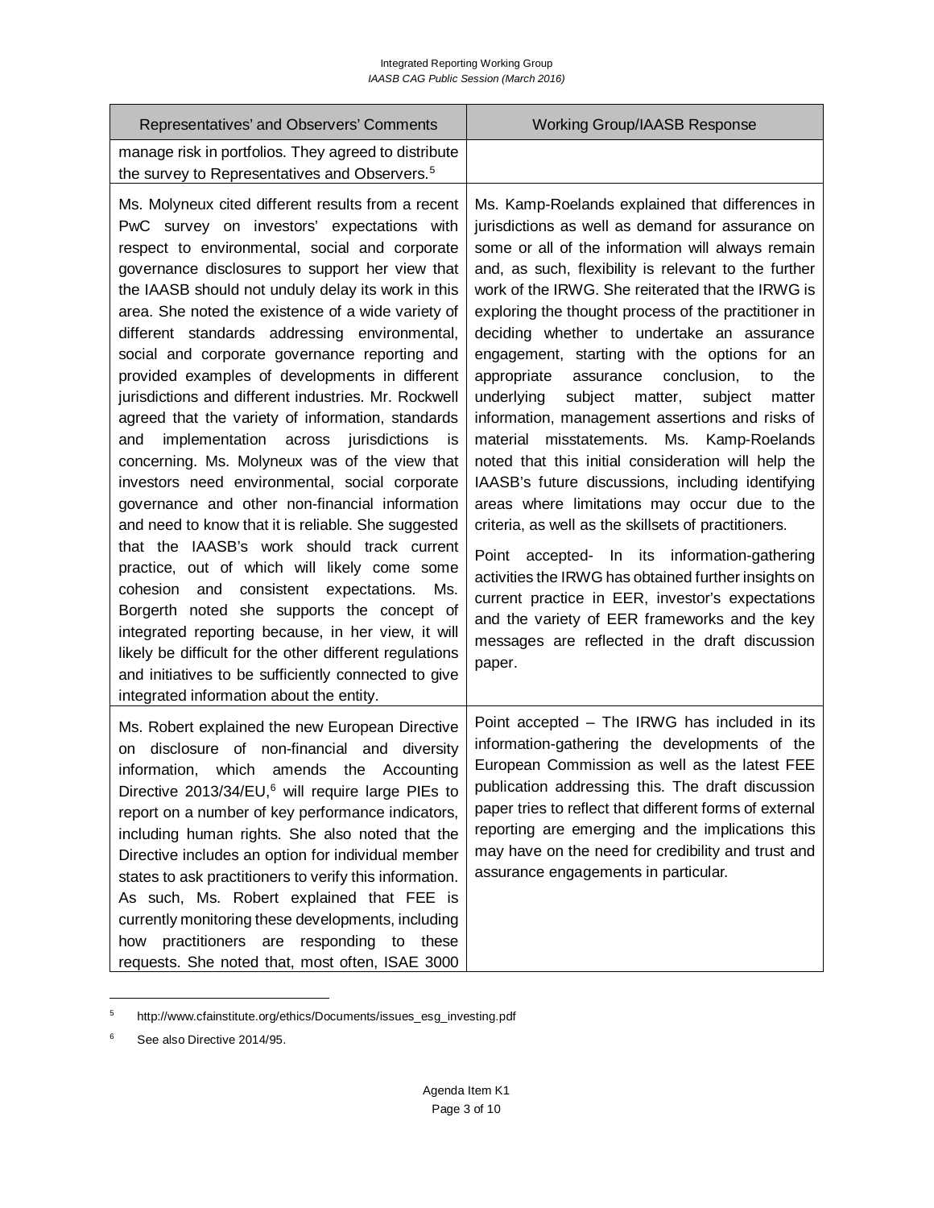| Representatives' and Observers' Comments | Working Group/IASB Response |
| --- | --- |
| manage risk in portfolios. They agreed to distribute the survey to Representatives and Observers.[5] | |
| Ms. Molyneux cited different results from a recent PwC survey on investors' expectations with respect to environmental, social and corporate governance disclosures to support her view that the IAASB should not unduly delay its work in this area. She noted the existence of a wide variety of different standards addressing environmental, social and corporate governance reporting and provided examples of developments in different jurisdictions and different industries. Mr. Rockwell agreed that the variety of information, standards and implementation across jurisdictions is concerning. Ms. Molyneux was of the view that investors need environmental, social corporate governance and other non-financial information and need to know that it is reliable. She suggested that the IAASB's work should track current practice, out of which will likely come some cohesion and consistent expectations. Ms. Borgerth noted she supports the concept of integrated reporting because, in her view, it will likely be difficult for the other different regulations and initiatives to be sufficiently connected to give integrated information about the entity. | Ms. Kamp-Roelands explained that differences in jurisdictions as well as demand for assurance on some or all of the information will always remain and, as such, flexibility is relevant to the further work of the IRWG. She reiterated that the IRWG is exploring the thought process of the practitioner in deciding whether to undertake an assurance engagement, starting with the options for an appropriate assurance conclusion, to the underlying subject matter, subject matter information, management assertions and risks of material misstatements. Ms. Kamp-Roelands noted that this initial consideration will help the IAASB's future discussions, including identifying areas where limitations may occur due to the criteria, as well as the skillsets of practitioners.<br><br>Point accepted- In its information-gathering activities the IRWG has obtained further insights on current practice in EER, investor's expectations and the variety of EER frameworks and the key messages are reflected in the draft discussion paper. |
| Ms. Robert explained the new European Directive on disclosure of non-financial and diversity information, which amends the Accounting Directive 2013/34/EU,[6] will require large PIEs to report on a number of key performance indicators, including human rights. She also noted that the Directive includes an option for individual member states to ask practitioners to verify this information. As such, Ms. Robert explained that FEE is currently monitoring these developments, including how practitioners are responding to these requests. She noted that, most often, ISAE 3000 | Point accepted – The IRWG has included in its information-gathering the developments of the European Commission as well as the latest FEE publication addressing this. The draft discussion paper tries to reflect that different forms of external reporting are emerging and the implications this may have on the need for credibility and trust and assurance engagements in particular. |

[5] http://www.cfainstitute.org/ethics/Documents/issues_esg_investing.pdf

[6] See also Directive 2014/95.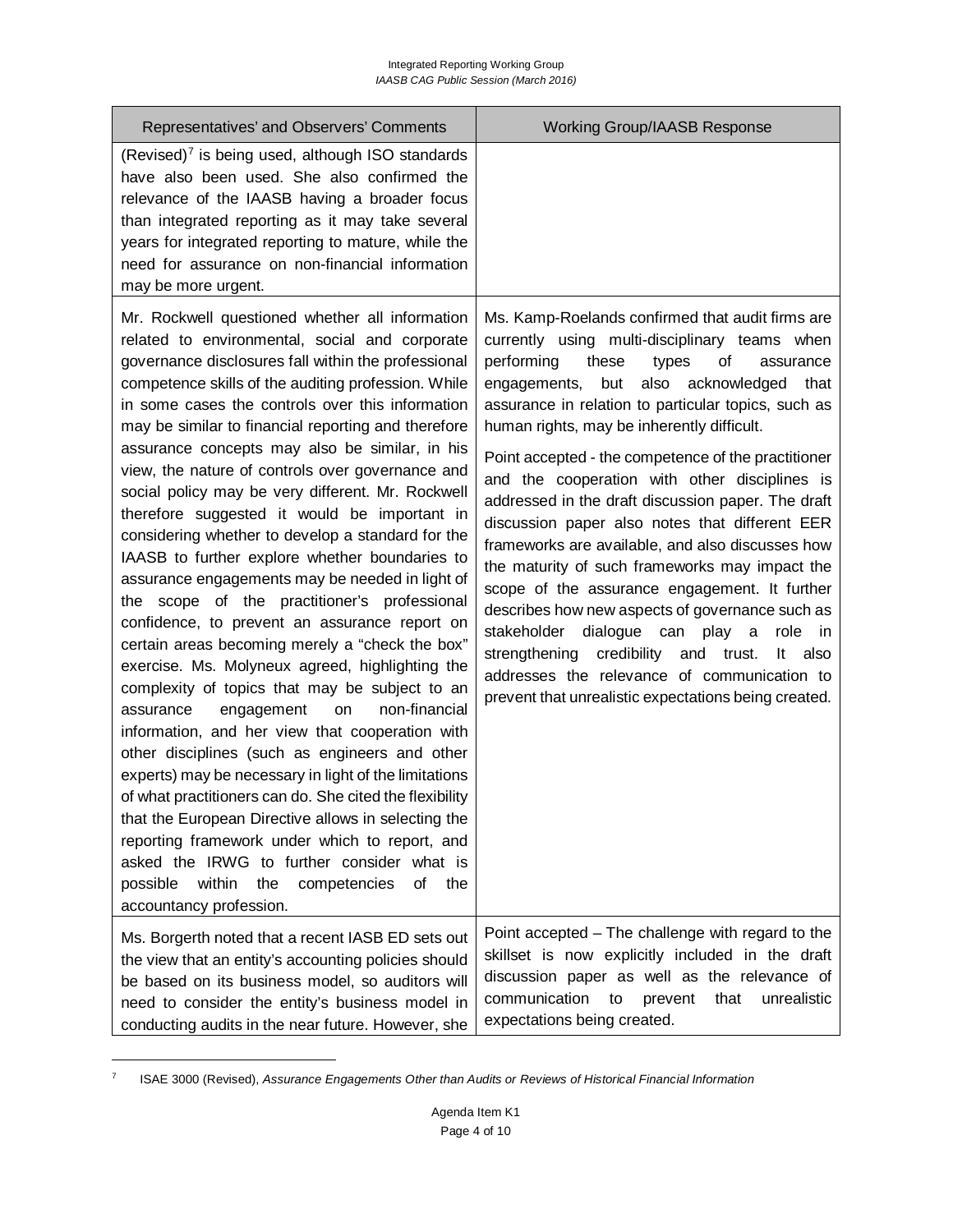| Representatives' and Observers' Comments | Working Group/IAASB Response |
|---|---|
| (Revised)[7] is being used, although ISO standards have also been used. She also confirmed the relevance of the IAASB having a broader focus than integrated reporting as it may take several years for integrated reporting to mature, while the need for assurance on non-financial information may be more urgent. | |
| Mr. Rockwell questioned whether all information related to environmental, social and corporate governance disclosures fall within the professional competence skills of the auditing profession. While in some cases the controls over this information may be similar to financial reporting and therefore assurance concepts may also be similar, in his view, the nature of controls over governance and social policy may be very different. Mr. Rockwell therefore suggested it would be important in considering whether to develop a standard for the IAASB to further explore whether boundaries to assurance engagements may be needed in light of the scope of the practitioner's professional confidence, to prevent an assurance report on certain areas becoming merely a "check the box" exercise. Ms. Molyneux agreed, highlighting the complexity of topics that may be subject to an assurance engagement on non-financial information, and her view that cooperation with other disciplines (such as engineers and other experts) may be necessary in light of the limitations of what practitioners can do. She cited the flexibility that the European Directive allows in selecting the reporting framework under which to report, and asked the IRWG to further consider what is possible within the competencies of the accountancy profession. | Ms. Kamp-Roelands confirmed that audit firms are currently using multi-disciplinary teams when performing these types of assurance engagements, but also acknowledged that assurance in relation to particular topics, such as human rights, may be inherently difficult.<br><br>Point accepted - the competence of the practitioner and the cooperation with other disciplines is addressed in the draft discussion paper. The draft discussion paper also notes that different EER frameworks are available, and also discusses how the maturity of such frameworks may impact the scope of the assurance engagement. It further describes how new aspects of governance such as stakeholder dialogue can play a role in strengthening credibility and trust. It also addresses the relevance of communication to prevent that unrealistic expectations being created. |
| Ms. Borgerth noted that a recent IASB ED sets out the view that an entity's accounting policies should be based on its business model, so auditors will need to consider the entity's business model in conducting audits in the near future. However, she | Point accepted – The challenge with regard to the skillset is now explicitly included in the draft discussion paper as well as the relevance of communication to prevent that unrealistic expectations being created. |

[7] ISAE 3000 (Revised), *Assurance Engagements Other than Audits or Reviews of Historical Financial Information*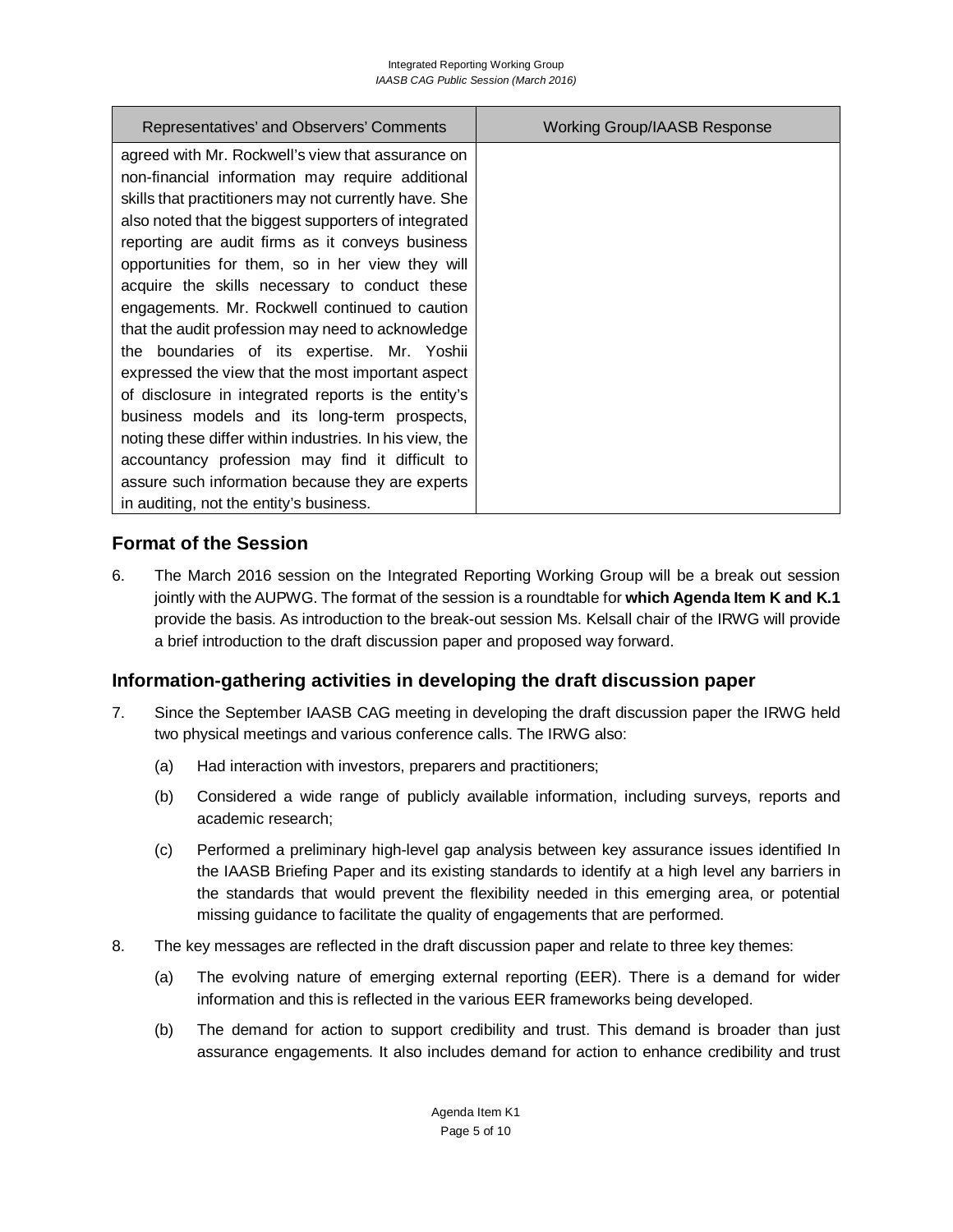| Representatives' and Observers' Comments | Working Group/IAASB Response |
| --- | --- |
| agreed with Mr. Rockwell's view that assurance on non-financial information may require additional skills that practitioners may not currently have. She also noted that the biggest supporters of integrated reporting are audit firms as it conveys business opportunities for them, so in her view they will acquire the skills necessary to conduct these engagements. Mr. Rockwell continued to caution that the audit profession may need to acknowledge the boundaries of its expertise. Mr. Yoshii expressed the view that the most important aspect of disclosure in integrated reports is the entity's business models and its long-term prospects, noting these differ within industries. In his view, the accountancy profession may find it difficult to assure such information because they are experts in auditing, not the entity's business. | |

## Format of the Session

6. The March 2016 session on the Integrated Reporting Working Group will be a break out session jointly with the AUPWG. The format of the session is a roundtable for **which Agenda Item K and K.1** provide the basis. As introduction to the break-out session Ms. Kelsall chair of the IRWG will provide a brief introduction to the draft discussion paper and proposed way forward.

## Information-gathering activities in developing the draft discussion paper

7. Since the September IAASB CAG meeting in developing the draft discussion paper the IRWG held two physical meetings and various conference calls. The IRWG also:

   (a) Had interaction with investors, preparers and practitioners;

   (b) Considered a wide range of publicly available information, including surveys, reports and academic research;

   (c) Performed a preliminary high-level gap analysis between key assurance issues identified In the IAASB Briefing Paper and its existing standards to identify at a high level any barriers in the standards that would prevent the flexibility needed in this emerging area, or potential missing guidance to facilitate the quality of engagements that are performed.

8. The key messages are reflected in the draft discussion paper and relate to three key themes:

   (a) The evolving nature of emerging external reporting (EER). There is a demand for wider information and this is reflected in the various EER frameworks being developed.

   (b) The demand for action to support credibility and trust. This demand is broader than just assurance engagements. It also includes demand for action to enhance credibility and trust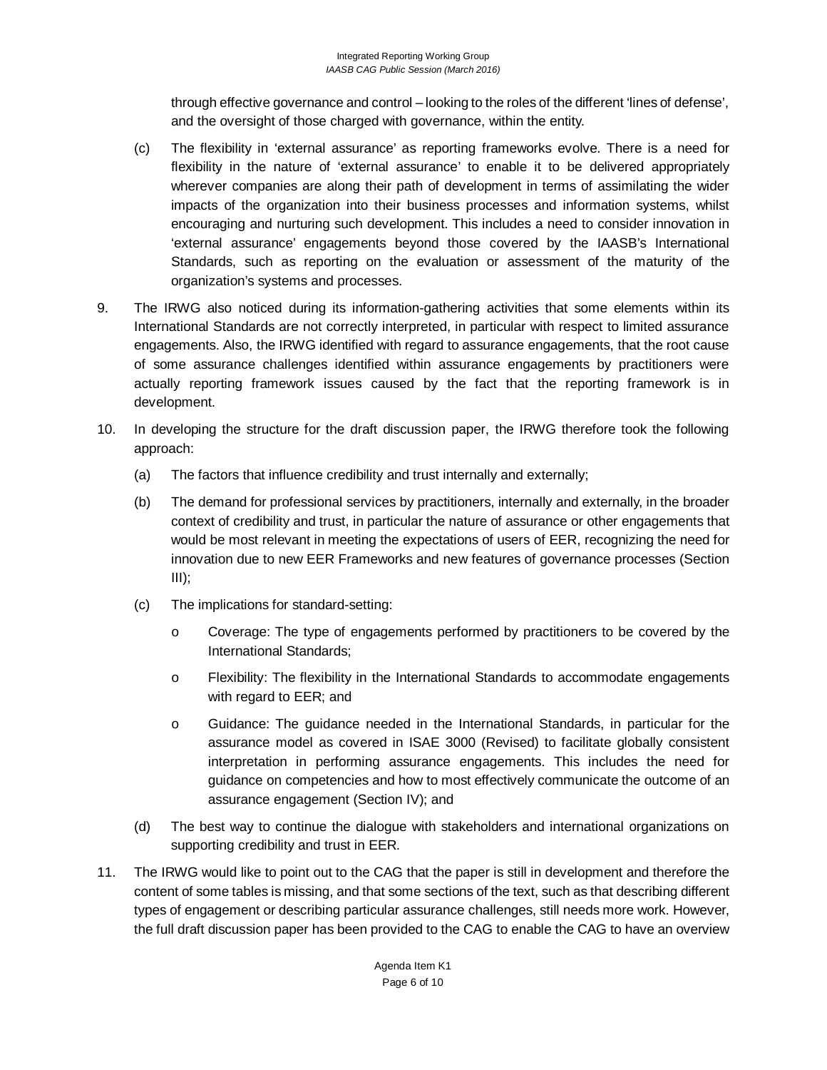through effective governance and control – looking to the roles of the different 'lines of defense', and the oversight of those charged with governance, within the entity.

(c) The flexibility in 'external assurance' as reporting frameworks evolve. There is a need for flexibility in the nature of 'external assurance' to enable it to be delivered appropriately wherever companies are along their path of development in terms of assimilating the wider impacts of the organization into their business processes and information systems, whilst encouraging and nurturing such development. This includes a need to consider innovation in 'external assurance' engagements beyond those covered by the IAASB's International Standards, such as reporting on the evaluation or assessment of the maturity of the organization's systems and processes.

9. The IRWG also noticed during its information-gathering activities that some elements within its International Standards are not correctly interpreted, in particular with respect to limited assurance engagements. Also, the IRWG identified with regard to assurance engagements, that the root cause of some assurance challenges identified within assurance engagements by practitioners were actually reporting framework issues caused by the fact that the reporting framework is in development.

10. In developing the structure for the draft discussion paper, the IRWG therefore took the following approach:

    (a) The factors that influence credibility and trust internally and externally;

    (b) The demand for professional services by practitioners, internally and externally, in the broader context of credibility and trust, in particular the nature of assurance or other engagements that would be most relevant in meeting the expectations of users of EER, recognizing the need for innovation due to new EER Frameworks and new features of governance processes (Section III);

    (c) The implications for standard-setting:

        - Coverage: The type of engagements performed by practitioners to be covered by the International Standards;
        - Flexibility: The flexibility in the International Standards to accommodate engagements with regard to EER; and
        - Guidance: The guidance needed in the International Standards, in particular for the assurance model as covered in ISAE 3000 (Revised) to facilitate globally consistent interpretation in performing assurance engagements. This includes the need for guidance on competencies and how to most effectively communicate the outcome of an assurance engagement (Section IV); and

    (d) The best way to continue the dialogue with stakeholders and international organizations on supporting credibility and trust in EER.

11. The IRWG would like to point out to the CAG that the paper is still in development and therefore the content of some tables is missing, and that some sections of the text, such as that describing different types of engagement or describing particular assurance challenges, still needs more work. However, the full draft discussion paper has been provided to the CAG to enable the CAG to have an overview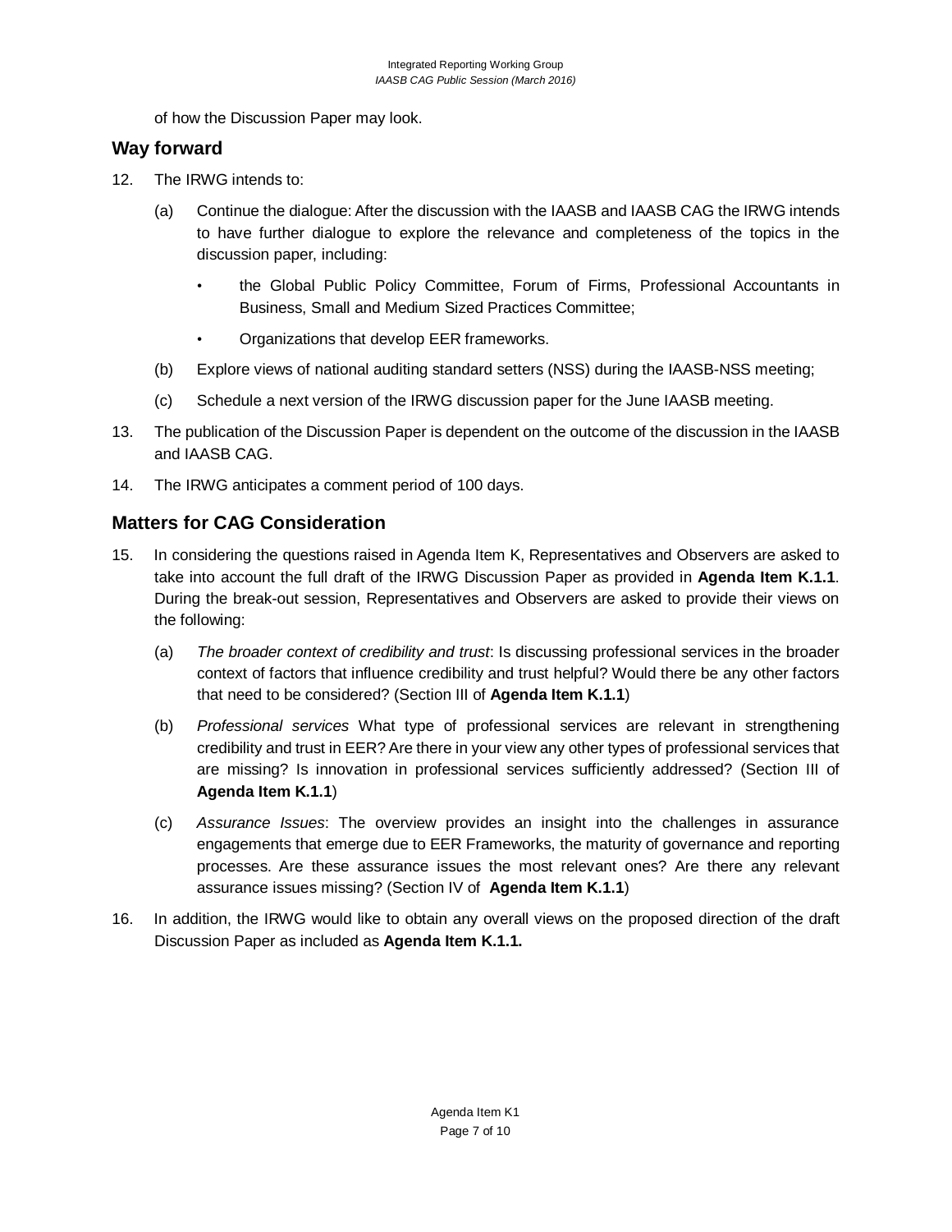of how the Discussion Paper may look.

## Way forward

12. The IRWG intends to:

    (a) Continue the dialogue: After the discussion with the IAASB and IAASB CAG the IRWG intends to have further dialogue to explore the relevance and completeness of the topics in the discussion paper, including:

    - the Global Public Policy Committee, Forum of Firms, Professional Accountants in Business, Small and Medium Sized Practices Committee;
    - Organizations that develop EER frameworks.

    (b) Explore views of national auditing standard setters (NSS) during the IAASB-NSS meeting;

    (c) Schedule a next version of the IRWG discussion paper for the June IAASB meeting.

13. The publication of the Discussion Paper is dependent on the outcome of the discussion in the IAASB and IAASB CAG.

14. The IRWG anticipates a comment period of 100 days.

## Matters for CAG Consideration

15. In considering the questions raised in Agenda Item K, Representatives and Observers are asked to take into account the full draft of the IRWG Discussion Paper as provided in **Agenda Item K.1.1**. During the break-out session, Representatives and Observers are asked to provide their views on the following:

    (a) *The broader context of credibility and trust*: Is discussing professional services in the broader context of factors that influence credibility and trust helpful? Would there be any other factors that need to be considered? (Section III of **Agenda Item K.1.1**)

    (b) *Professional services* What type of professional services are relevant in strengthening credibility and trust in EER? Are there in your view any other types of professional services that are missing? Is innovation in professional services sufficiently addressed? (Section III of **Agenda Item K.1.1**)

    (c) *Assurance Issues*: The overview provides an insight into the challenges in assurance engagements that emerge due to EER Frameworks, the maturity of governance and reporting processes. Are these assurance issues the most relevant ones? Are there any relevant assurance issues missing? (Section IV of **Agenda Item K.1.1**)

16. In addition, the IRWG would like to obtain any overall views on the proposed direction of the draft Discussion Paper as included as **Agenda Item K.1.1.**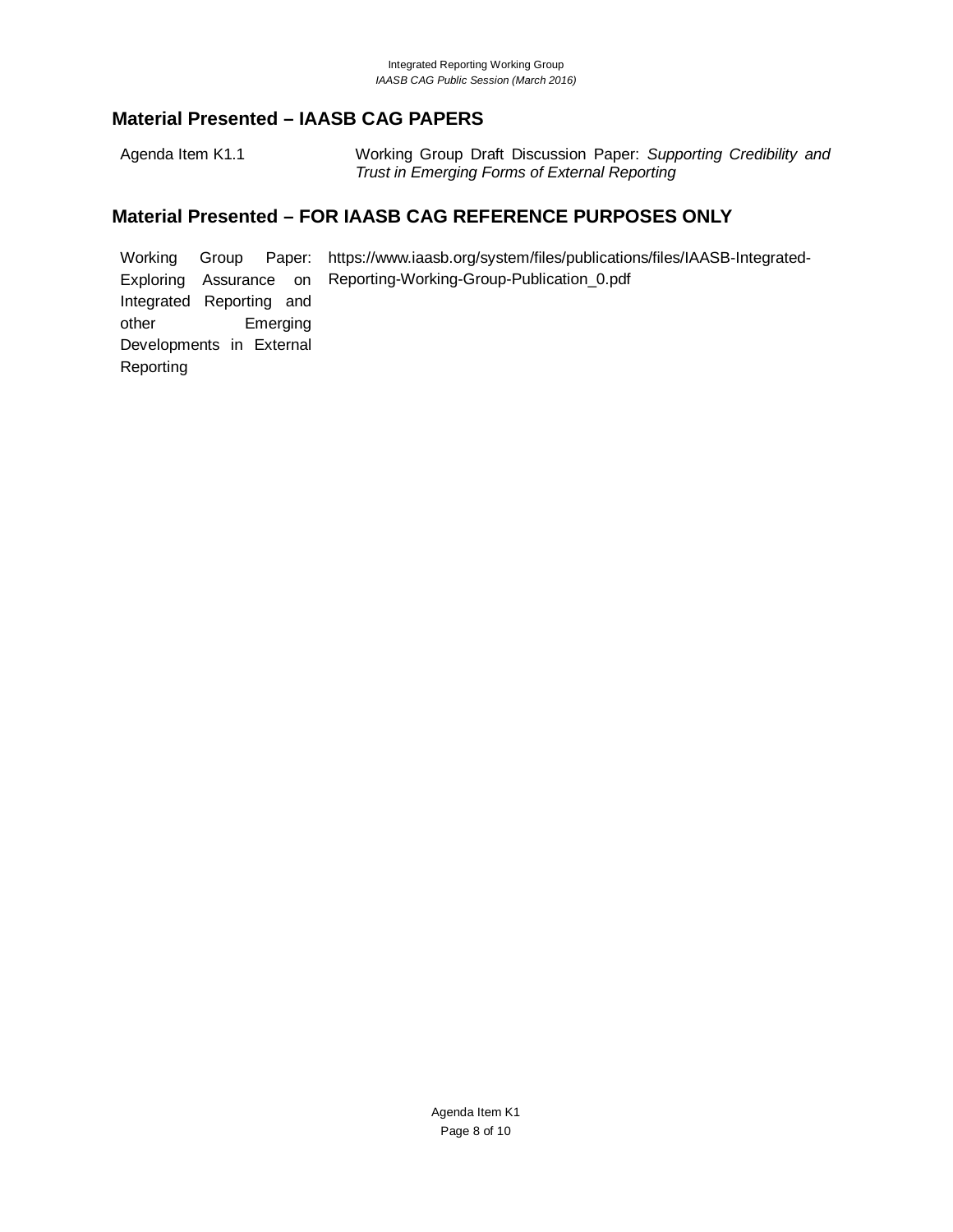## Material Presented – IAASB CAG PAPERS

| | |
|---|---|
| Agenda Item K1.1 | Working Group Draft Discussion Paper: *Supporting Credibility and Trust in Emerging Forms of External Reporting* |

## Material Presented – FOR IAASB CAG REFERENCE PURPOSES ONLY

| | |
|---|---|
| Working Group Paper: Exploring Assurance on Integrated Reporting and other Emerging Developments in External Reporting | https://www.iaasb.org/system/files/publications/files/IAASB-Integrated-Reporting-Working-Group-Publication_0.pdf |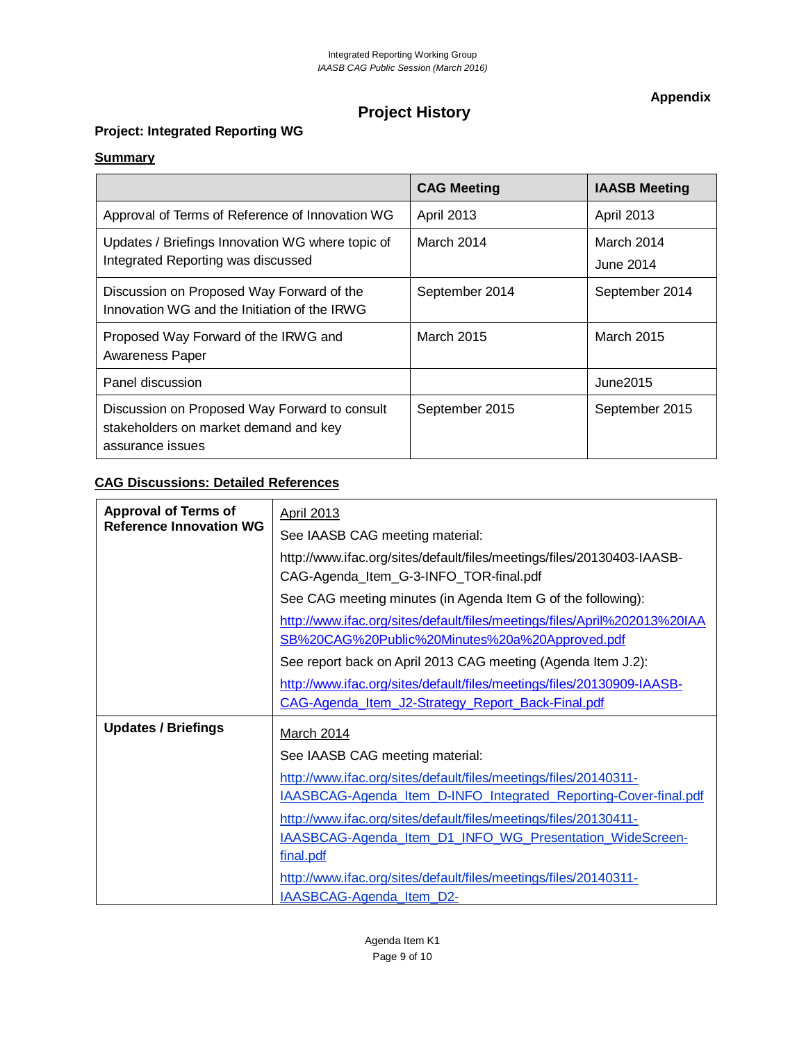**Appendix**

# Project History

**Project: Integrated Reporting WG**

**Summary**

| | CAG Meeting | IAASB Meeting |
|---|---|---|
| Approval of Terms of Reference of Innovation WG | April 2013 | April 2013 |
| Updates / Briefings Innovation WG where topic of Integrated Reporting was discussed | March 2014 | March 2014<br>June 2014 |
| Discussion on Proposed Way Forward of the Innovation WG and the Initiation of the IRWG | September 2014 | September 2014 |
| Proposed Way Forward of the IRWG and Awareness Paper | March 2015 | March 2015 |
| Panel discussion | | June2015 |
| Discussion on Proposed Way Forward to consult stakeholders on market demand and key assurance issues | September 2015 | September 2015 |

**CAG Discussions: Detailed References**

| | |
|---|---|
| **Approval of Terms of Reference Innovation WG** | April 2013<br>See IAASB CAG meeting material:<br>http://www.ifac.org/sites/default/files/meetings/files/20130403-IAASB-CAG-Agenda_Item_G-3-INFO_TOR-final.pdf<br>See CAG meeting minutes (in Agenda Item G of the following):<br>http://www.ifac.org/sites/default/files/meetings/files/April%202013%20IAASB%20CAG%20Public%20Minutes%20a%20Approved.pdf<br>See report back on April 2013 CAG meeting (Agenda Item J.2):<br>http://www.ifac.org/sites/default/files/meetings/files/20130909-IAASB-CAG-Agenda_Item_J2-Strategy_Report_Back-Final.pdf |
| **Updates / Briefings** | March 2014<br>See IAASB CAG meeting material:<br>http://www.ifac.org/sites/default/files/meetings/files/20140311-IAASBCAG-Agenda_Item_D-INFO_Integrated_Reporting-Cover-final.pdf<br>http://www.ifac.org/sites/default/files/meetings/files/20130411-IAASBCAG-Agenda_Item_D1_INFO_WG_Presentation_WideScreen-final.pdf<br>http://www.ifac.org/sites/default/files/meetings/files/20140311-IAASBCAG-Agenda_Item_D2- |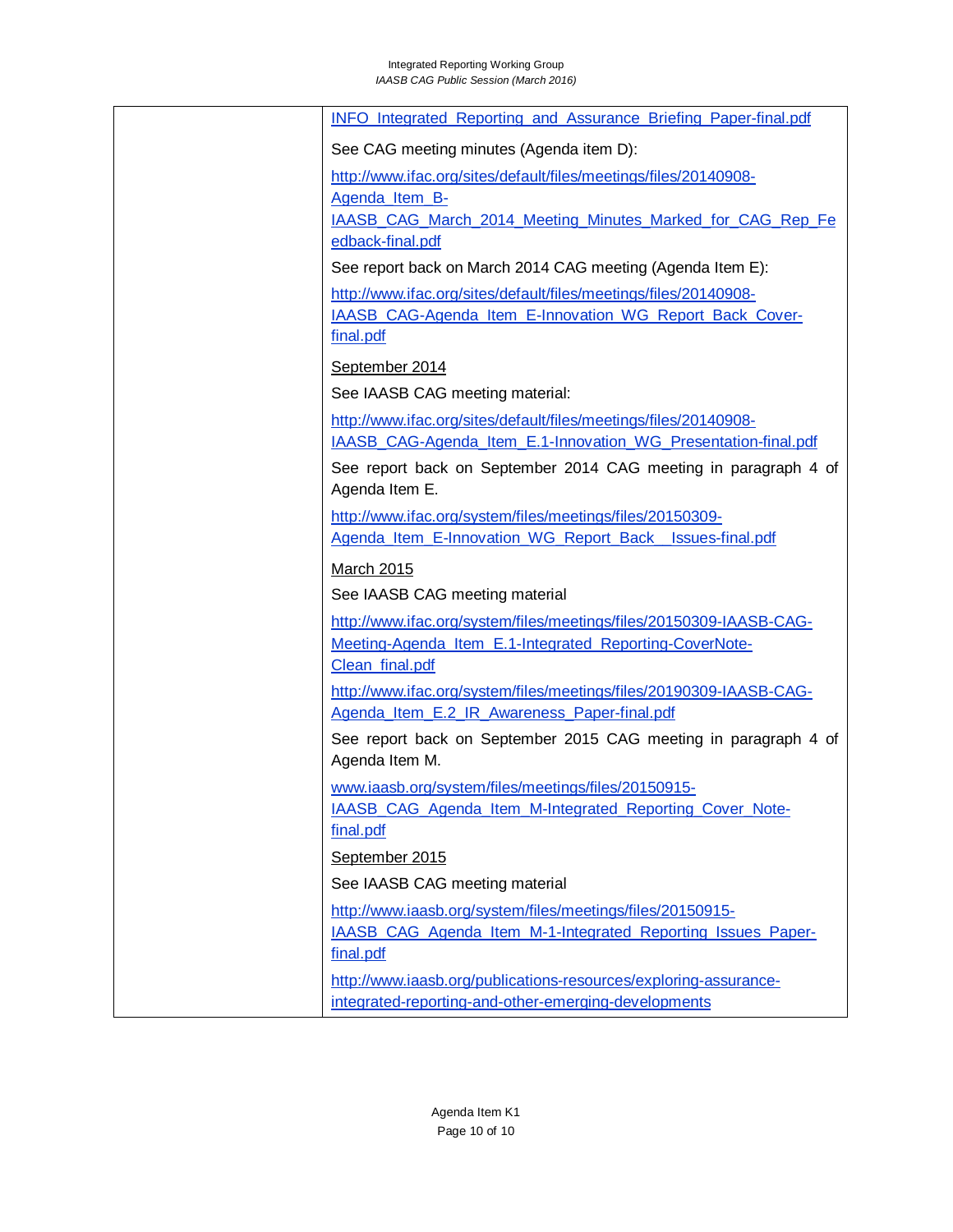| | |
|---|---|
| | INFO_Integrated_Reporting_and_Assurance_Briefing_Paper-final.pdf<br><br>See CAG meeting minutes (Agenda item D):<br><br>http://www.ifac.org/sites/default/files/meetings/files/20140908-Agenda_Item_B-IAASB_CAG_March_2014_Meeting_Minutes_Marked_for_CAG_Rep_Feedback-final.pdf<br><br>See report back on March 2014 CAG meeting (Agenda Item E):<br><br>http://www.ifac.org/sites/default/files/meetings/files/20140908-IAASB_CAG-Agenda_Item_E-Innovation_WG_Report_Back_Cover-final.pdf<br><br><u>September 2014</u><br><br>See IAASB CAG meeting material:<br><br>http://www.ifac.org/sites/default/files/meetings/files/20140908-IAASB_CAG-Agenda_Item_E.1-Innovation_WG_Presentation-final.pdf<br><br>See report back on September 2014 CAG meeting in paragraph 4 of Agenda Item E.<br><br>http://www.ifac.org/system/files/meetings/files/20150309-Agenda_Item_E-Innovation_WG_Report_Back__Issues-final.pdf<br><br><u>March 2015</u><br><br>See IAASB CAG meeting material<br><br>http://www.ifac.org/system/files/meetings/files/20150309-IAASB-CAG-Meeting-Agenda_Item_E.1-Integrated_Reporting-CoverNote-Clean_final.pdf<br><br>http://www.ifac.org/system/files/meetings/files/20190309-IAASB-CAG-Agenda_Item_E.2_IR_Awareness_Paper-final.pdf<br><br>See report back on September 2015 CAG meeting in paragraph 4 of Agenda Item M.<br><br>www.iaasb.org/system/files/meetings/files/20150915-IAASB_CAG_Agenda_Item_M-Integrated_Reporting_Cover_Note-final.pdf<br><br><u>September 2015</u><br><br>See IAASB CAG meeting material<br><br>http://www.iaasb.org/system/files/meetings/files/20150915-IAASB_CAG_Agenda_Item_M-1-Integrated_Reporting_Issues_Paper-final.pdf<br><br>http://www.iaasb.org/publications-resources/exploring-assurance-integrated-reporting-and-other-emerging-developments |